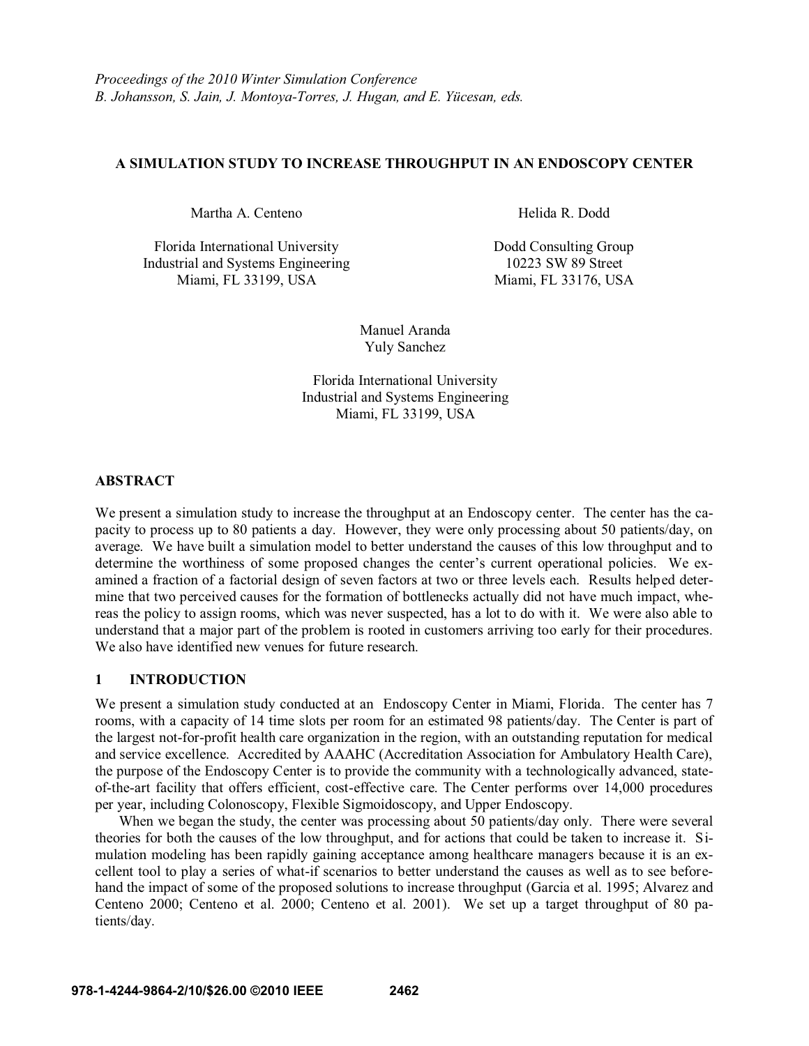*Proceedings of the 2010 Winter Simulation Conference*
*B. Johansson, S. Jain, J. Montoya-Torres, J. Hugan, and E. Yücesan, eds.*

# A SIMULATION STUDY TO INCREASE THROUGHPUT IN AN ENDOSCOPY CENTER

Martha A. Centeno

Florida International University
Industrial and Systems Engineering
Miami, FL 33199, USA

Helida R. Dodd

Dodd Consulting Group
10223 SW 89 Street
Miami, FL 33176, USA

Manuel Aranda
Yuly Sanchez

Florida International University
Industrial and Systems Engineering
Miami, FL 33199, USA

## ABSTRACT

We present a simulation study to increase the throughput at an Endoscopy center. The center has the capacity to process up to 80 patients a day. However, they were only processing about 50 patients/day, on average. We have built a simulation model to better understand the causes of this low throughput and to determine the worthiness of some proposed changes the center's current operational policies. We examined a fraction of a factorial design of seven factors at two or three levels each. Results helped determine that two perceived causes for the formation of bottlenecks actually did not have much impact, whereas the policy to assign rooms, which was never suspected, has a lot to do with it. We were also able to understand that a major part of the problem is rooted in customers arriving too early for their procedures. We also have identified new venues for future research.

## 1 INTRODUCTION

We present a simulation study conducted at an Endoscopy Center in Miami, Florida. The center has 7 rooms, with a capacity of 14 time slots per room for an estimated 98 patients/day. The Center is part of the largest not-for-profit health care organization in the region, with an outstanding reputation for medical and service excellence. Accredited by AAAHC (Accreditation Association for Ambulatory Health Care), the purpose of the Endoscopy Center is to provide the community with a technologically advanced, state-of-the-art facility that offers efficient, cost-effective care. The Center performs over 14,000 procedures per year, including Colonoscopy, Flexible Sigmoidoscopy, and Upper Endoscopy.

When we began the study, the center was processing about 50 patients/day only. There were several theories for both the causes of the low throughput, and for actions that could be taken to increase it. Simulation modeling has been rapidly gaining acceptance among healthcare managers because it is an excellent tool to play a series of what-if scenarios to better understand the causes as well as to see beforehand the impact of some of the proposed solutions to increase throughput (Garcia et al. 1995; Alvarez and Centeno 2000; Centeno et al. 2000; Centeno et al. 2001). We set up a target throughput of 80 patients/day.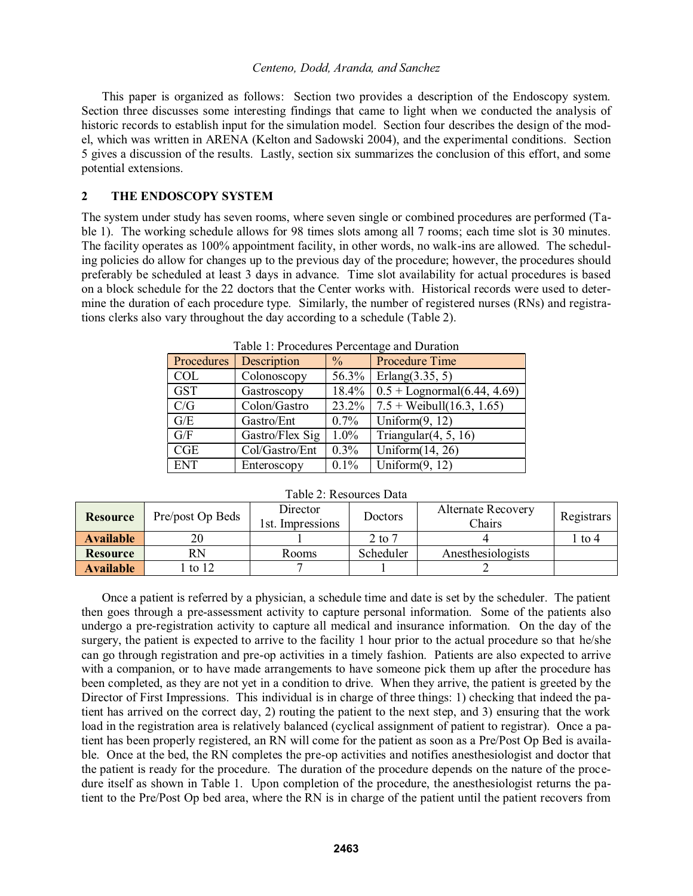This paper is organized as follows: Section two provides a description of the Endoscopy system. Section three discusses some interesting findings that came to light when we conducted the analysis of historic records to establish input for the simulation model. Section four describes the design of the model, which was written in ARENA (Kelton and Sadowski 2004), and the experimental conditions. Section 5 gives a discussion of the results. Lastly, section six summarizes the conclusion of this effort, and some potential extensions.

## 2 THE ENDOSCOPY SYSTEM

The system under study has seven rooms, where seven single or combined procedures are performed (Table 1). The working schedule allows for 98 times slots among all 7 rooms; each time slot is 30 minutes. The facility operates as 100% appointment facility, in other words, no walk-ins are allowed. The scheduling policies do allow for changes up to the previous day of the procedure; however, the procedures should preferably be scheduled at least 3 days in advance. Time slot availability for actual procedures is based on a block schedule for the 22 doctors that the Center works with. Historical records were used to determine the duration of each procedure type. Similarly, the number of registered nurses (RNs) and registrations clerks also vary throughout the day according to a schedule (Table 2).

Table 1: Procedures Percentage and Duration

| Procedures | Description | % | Procedure Time |
|---|---|---|---|
| COL | Colonoscopy | 56.3% | Erlang(3.35, 5) |
| GST | Gastroscopy | 18.4% | 0.5 + Lognormal(6.44, 4.69) |
| C/G | Colon/Gastro | 23.2% | 7.5 + Weibull(16.3, 1.65) |
| G/E | Gastro/Ent | 0.7% | Uniform(9, 12) |
| G/F | Gastro/Flex Sig | 1.0% | Triangular(4, 5, 16) |
| CGE | Col/Gastro/Ent | 0.3% | Uniform(14, 26) |
| ENT | Enteroscopy | 0.1% | Uniform(9, 12) |

Table 2: Resources Data

| **Resource** | Pre/post Op Beds | Director 1st. Impressions | Doctors | Alternate Recovery Chairs | Registrars |
|---|---|---|---|---|---|
| **Available** | 20 | 1 | 2 to 7 | 4 | 1 to 4 |
| **Resource** | RN | Rooms | Scheduler | Anesthesiologists | |
| **Available** | 1 to 12 | 7 | 1 | 2 | |

Once a patient is referred by a physician, a schedule time and date is set by the scheduler. The patient then goes through a pre-assessment activity to capture personal information. Some of the patients also undergo a pre-registration activity to capture all medical and insurance information. On the day of the surgery, the patient is expected to arrive to the facility 1 hour prior to the actual procedure so that he/she can go through registration and pre-op activities in a timely fashion. Patients are also expected to arrive with a companion, or to have made arrangements to have someone pick them up after the procedure has been completed, as they are not yet in a condition to drive. When they arrive, the patient is greeted by the Director of First Impressions. This individual is in charge of three things: 1) checking that indeed the patient has arrived on the correct day, 2) routing the patient to the next step, and 3) ensuring that the work load in the registration area is relatively balanced (cyclical assignment of patient to registrar). Once a patient has been properly registered, an RN will come for the patient as soon as a Pre/Post Op Bed is available. Once at the bed, the RN completes the pre-op activities and notifies anesthesiologist and doctor that the patient is ready for the procedure. The duration of the procedure depends on the nature of the procedure itself as shown in Table 1. Upon completion of the procedure, the anesthesiologist returns the patient to the Pre/Post Op bed area, where the RN is in charge of the patient until the patient recovers from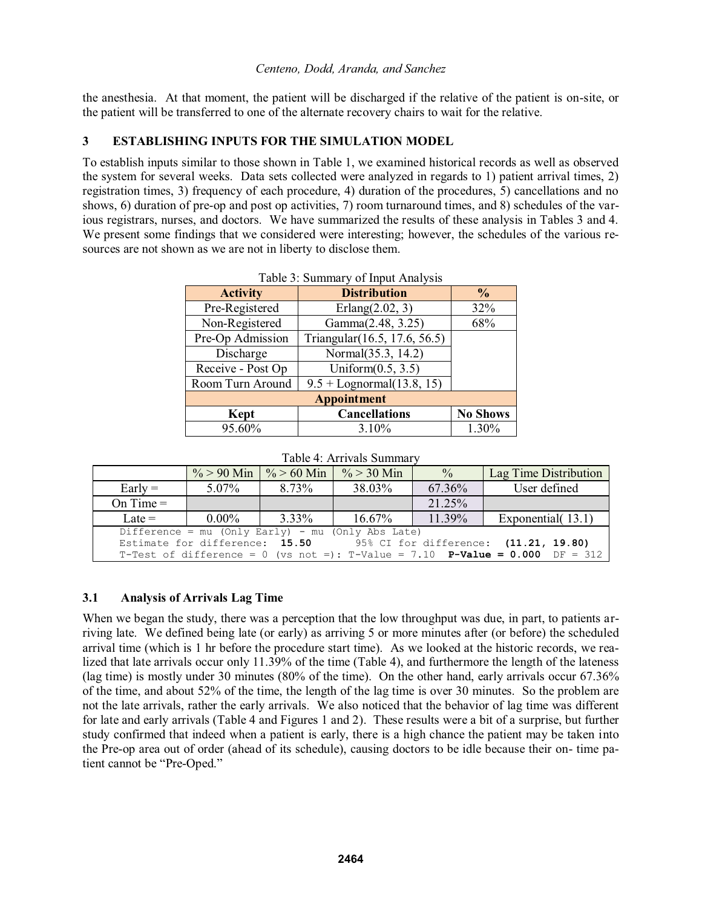the anesthesia. At that moment, the patient will be discharged if the relative of the patient is on-site, or the patient will be transferred to one of the alternate recovery chairs to wait for the relative.

## 3 ESTABLISHING INPUTS FOR THE SIMULATION MODEL

To establish inputs similar to those shown in Table 1, we examined historical records as well as observed the system for several weeks. Data sets collected were analyzed in regards to 1) patient arrival times, 2) registration times, 3) frequency of each procedure, 4) duration of the procedures, 5) cancellations and no shows, 6) duration of pre-op and post op activities, 7) room turnaround times, and 8) schedules of the various registrars, nurses, and doctors. We have summarized the results of these analysis in Tables 3 and 4. We present some findings that we considered were interesting; however, the schedules of the various resources are not shown as we are not in liberty to disclose them.

Table 3: Summary of Input Analysis

| Activity | Distribution | % |
|---|---|---|
| Pre-Registered | Erlang(2.02, 3) | 32% |
| Non-Registered | Gamma(2.48, 3.25) | 68% |
| Pre-Op Admission | Triangular(16.5, 17.6, 56.5) | |
| Discharge | Normal(35.3, 14.2) | |
| Receive - Post Op | Uniform(0.5, 3.5) | |
| Room Turn Around | 9.5 + Lognormal(13.8, 15) | |
| **Appointment** | | |
| **Kept** | **Cancellations** | **No Shows** |
| 95.60% | 3.10% | 1.30% |

Table 4: Arrivals Summary

| | % > 90 Min | % > 60 Min | % > 30 Min | % | Lag Time Distribution |
|---|---|---|---|---|---|
| Early = | 5.07% | 8.73% | 38.03% | 67.36% | User defined |
| On Time = | | | | 21.25% | |
| Late = | 0.00% | 3.33% | 16.67% | 11.39% | Exponential( 13.1) |

```
Difference = mu (Only Early) - mu (Only Abs Late)
Estimate for difference:  15.50      95% CI for difference:  (11.21, 19.80)
T-Test of difference = 0 (vs not =): T-Value = 7.10  P-Value = 0.000  DF = 312
```

### 3.1 Analysis of Arrivals Lag Time

When we began the study, there was a perception that the low throughput was due, in part, to patients arriving late. We defined being late (or early) as arriving 5 or more minutes after (or before) the scheduled arrival time (which is 1 hr before the procedure start time). As we looked at the historic records, we realized that late arrivals occur only 11.39% of the time (Table 4), and furthermore the length of the lateness (lag time) is mostly under 30 minutes (80% of the time). On the other hand, early arrivals occur 67.36% of the time, and about 52% of the time, the length of the lag time is over 30 minutes. So the problem are not the late arrivals, rather the early arrivals. We also noticed that the behavior of lag time was different for late and early arrivals (Table 4 and Figures 1 and 2). These results were a bit of a surprise, but further study confirmed that indeed when a patient is early, there is a high chance the patient may be taken into the Pre-op area out of order (ahead of its schedule), causing doctors to be idle because their on- time patient cannot be "Pre-Oped."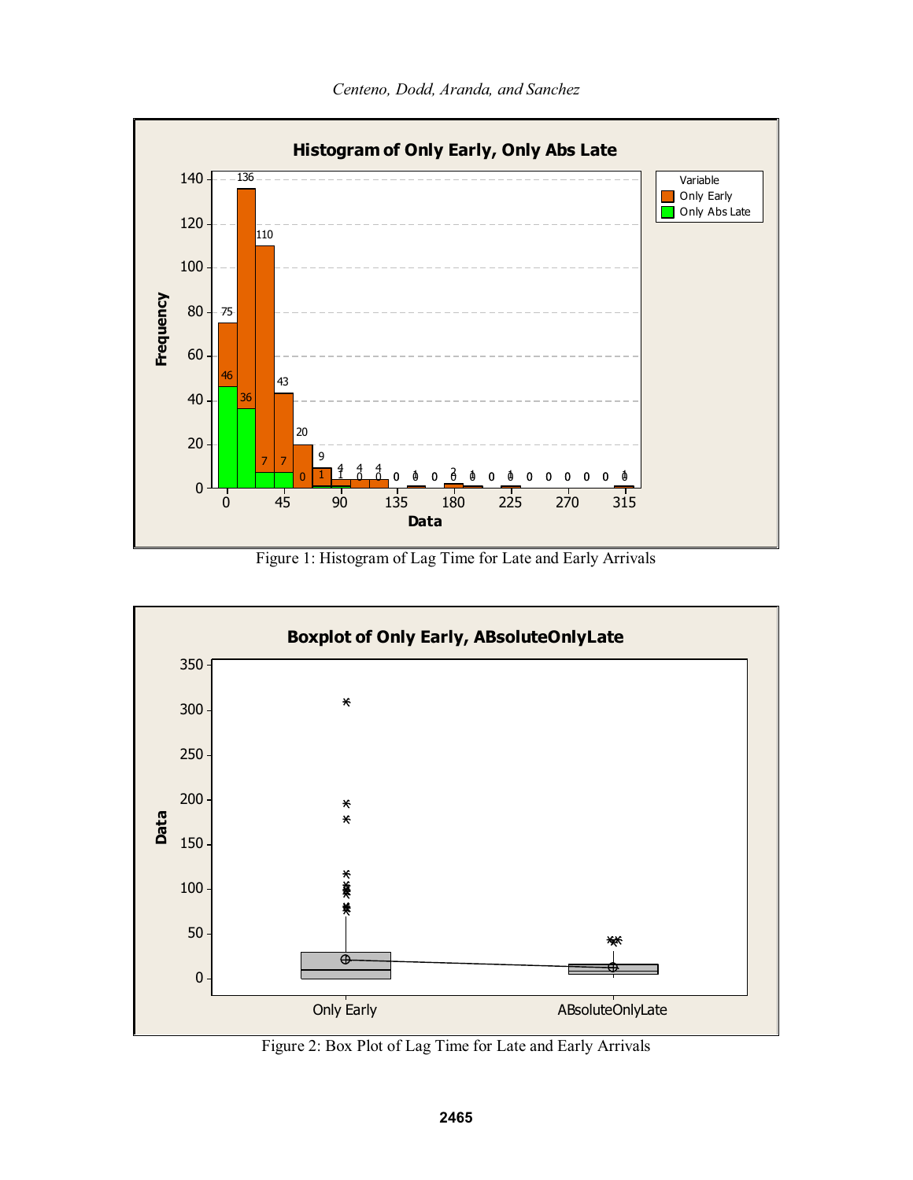Figure 1: Histogram of Lag Time for Late and Early Arrivals

Figure 2: Box Plot of Lag Time for Late and Early Arrivals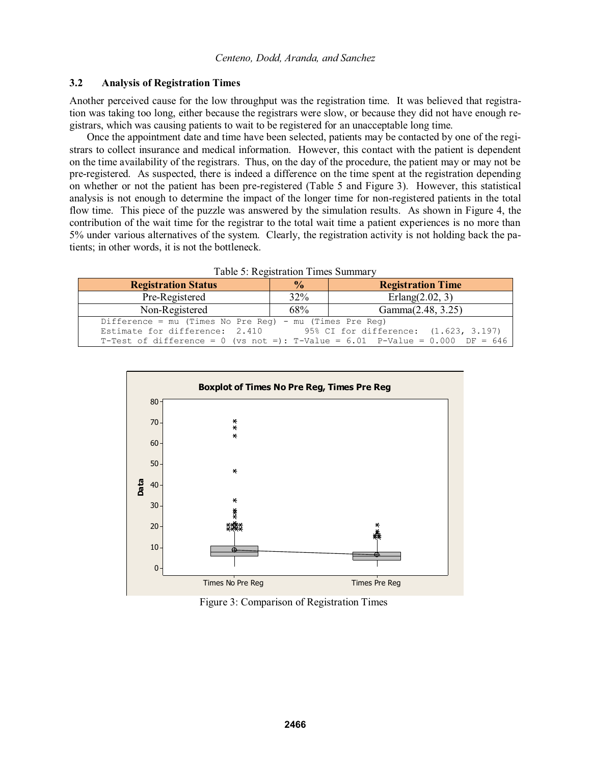### 3.2 Analysis of Registration Times

Another perceived cause for the low throughput was the registration time. It was believed that registration was taking too long, either because the registrars were slow, or because they did not have enough registrars, which was causing patients to wait to be registered for an unacceptable long time.

Once the appointment date and time have been selected, patients may be contacted by one of the registrars to collect insurance and medical information. However, this contact with the patient is dependent on the time availability of the registrars. Thus, on the day of the procedure, the patient may or may not be pre-registered. As suspected, there is indeed a difference on the time spent at the registration depending on whether or not the patient has been pre-registered (Table 5 and Figure 3). However, this statistical analysis is not enough to determine the impact of the longer time for non-registered patients in the total flow time. This piece of the puzzle was answered by the simulation results. As shown in Figure 4, the contribution of the wait time for the registrar to the total wait time a patient experiences is no more than 5% under various alternatives of the system. Clearly, the registration activity is not holding back the patients; in other words, it is not the bottleneck.

Table 5: Registration Times Summary

| Registration Status | % | Registration Time |
|---|---|---|
| Pre-Registered | 32% | Erlang(2.02, 3) |
| Non-Registered | 68% | Gamma(2.48, 3.25) |

```
Difference = mu (Times No Pre Reg) - mu (Times Pre Reg)
Estimate for difference:  2.410        95% CI for difference:  (1.623, 3.197)
T-Test of difference = 0 (vs not =): T-Value = 6.01  P-Value = 0.000  DF = 646
```

Figure 3: Comparison of Registration Times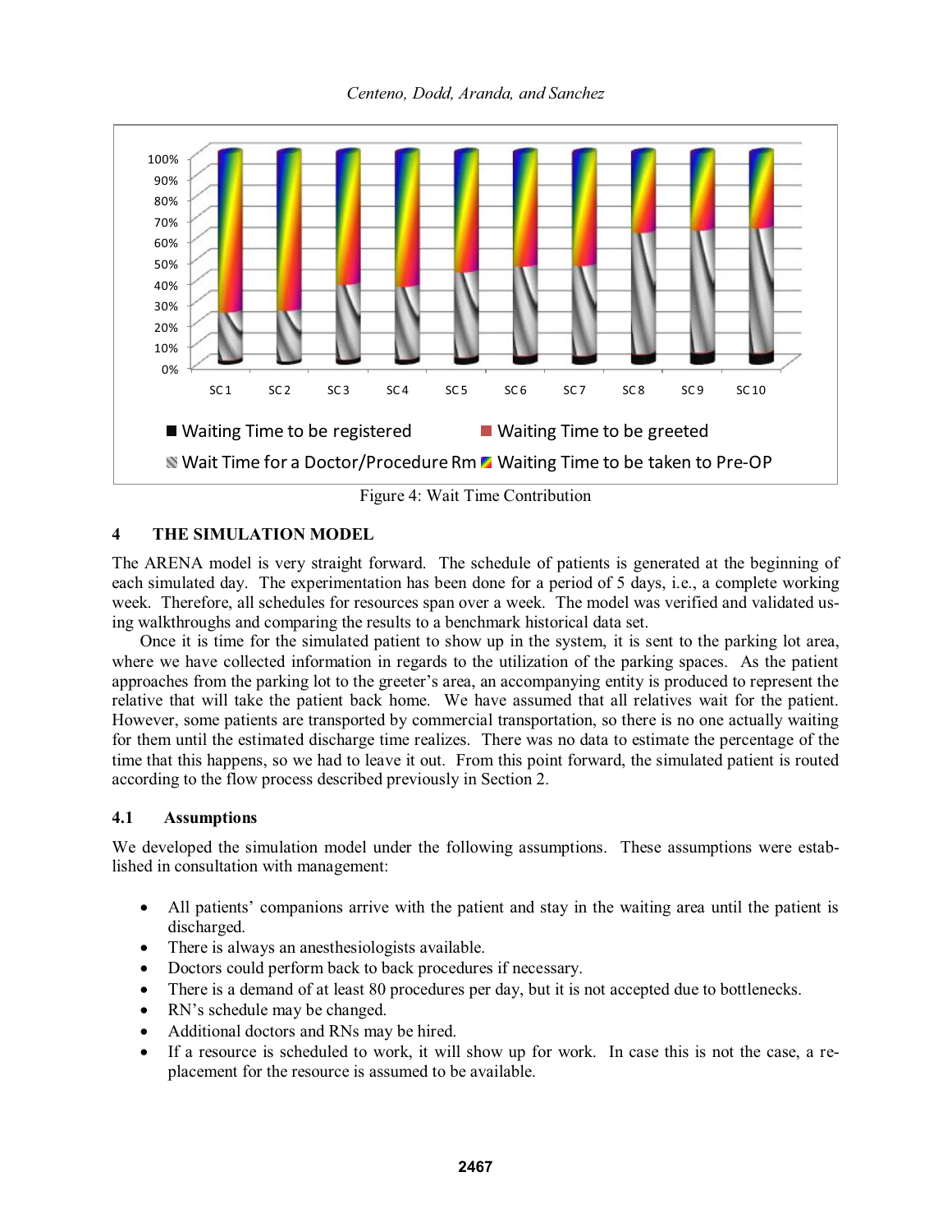Figure 4: Wait Time Contribution

## 4 THE SIMULATION MODEL

The ARENA model is very straight forward. The schedule of patients is generated at the beginning of each simulated day. The experimentation has been done for a period of 5 days, i.e., a complete working week. Therefore, all schedules for resources span over a week. The model was verified and validated using walkthroughs and comparing the results to a benchmark historical data set.

Once it is time for the simulated patient to show up in the system, it is sent to the parking lot area, where we have collected information in regards to the utilization of the parking spaces. As the patient approaches from the parking lot to the greeter's area, an accompanying entity is produced to represent the relative that will take the patient back home. We have assumed that all relatives wait for the patient. However, some patients are transported by commercial transportation, so there is no one actually waiting for them until the estimated discharge time realizes. There was no data to estimate the percentage of the time that this happens, so we had to leave it out. From this point forward, the simulated patient is routed according to the flow process described previously in Section 2.

### 4.1 Assumptions

We developed the simulation model under the following assumptions. These assumptions were established in consultation with management:

- All patients' companions arrive with the patient and stay in the waiting area until the patient is discharged.
- There is always an anesthesiologists available.
- Doctors could perform back to back procedures if necessary.
- There is a demand of at least 80 procedures per day, but it is not accepted due to bottlenecks.
- RN's schedule may be changed.
- Additional doctors and RNs may be hired.
- If a resource is scheduled to work, it will show up for work. In case this is not the case, a replacement for the resource is assumed to be available.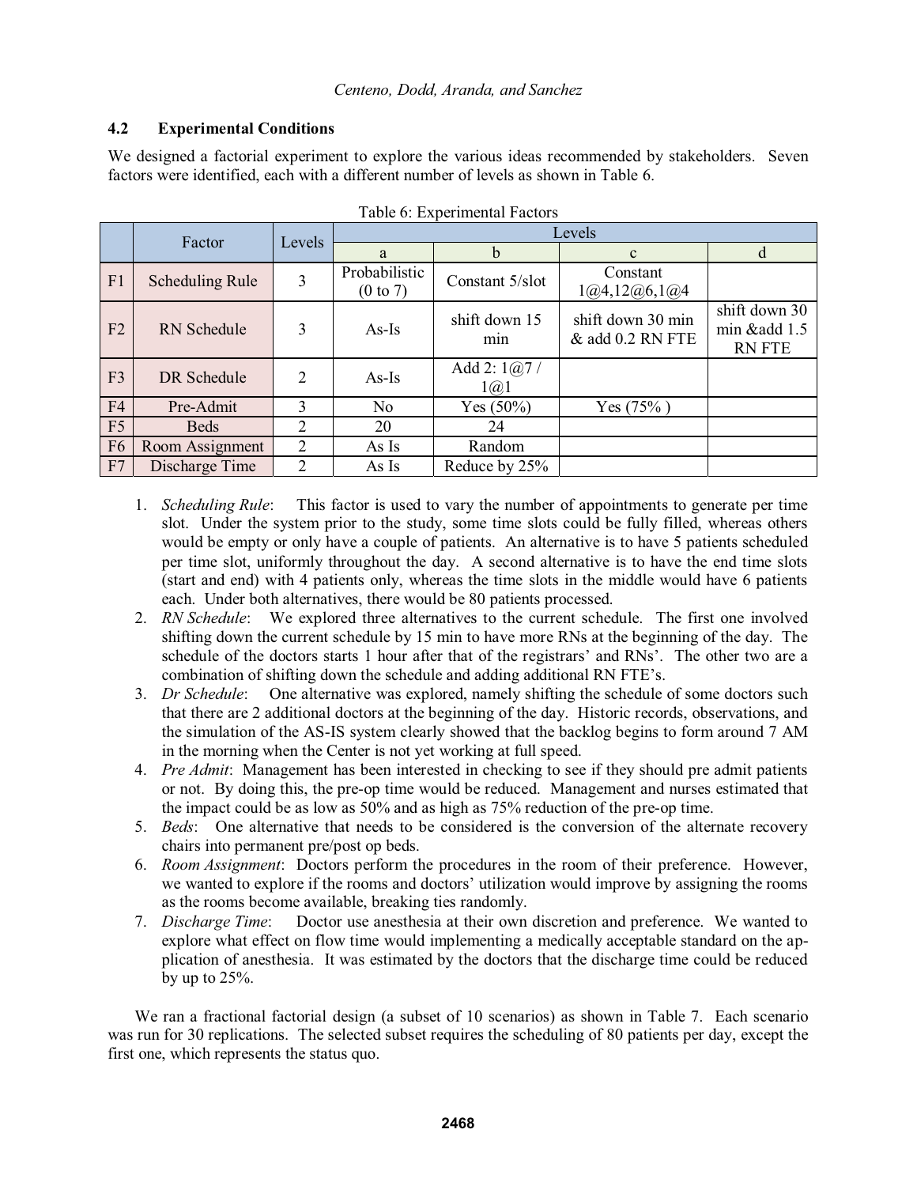### 4.2 Experimental Conditions

We designed a factorial experiment to explore the various ideas recommended by stakeholders. Seven factors were identified, each with a different number of levels as shown in Table 6.

Table 6: Experimental Factors

| | Factor | Levels | Levels | | | |
|---|---|---|---|---|---|---|
| | | | a | b | c | d |
| F1 | Scheduling Rule | 3 | Probabilistic (0 to 7) | Constant 5/slot | Constant 1@4,12@6,1@4 | |
| F2 | RN Schedule | 3 | As-Is | shift down 15 min | shift down 30 min & add 0.2 RN FTE | shift down 30 min &add 1.5 RN FTE |
| F3 | DR Schedule | 2 | As-Is | Add 2: 1@7 / 1@1 | | |
| F4 | Pre-Admit | 3 | No | Yes (50%) | Yes (75% ) | |
| F5 | Beds | 2 | 20 | 24 | | |
| F6 | Room Assignment | 2 | As Is | Random | | |
| F7 | Discharge Time | 2 | As Is | Reduce by 25% | | |

1. *Scheduling Rule*: This factor is used to vary the number of appointments to generate per time slot. Under the system prior to the study, some time slots could be fully filled, whereas others would be empty or only have a couple of patients. An alternative is to have 5 patients scheduled per time slot, uniformly throughout the day. A second alternative is to have the end time slots (start and end) with 4 patients only, whereas the time slots in the middle would have 6 patients each. Under both alternatives, there would be 80 patients processed.
2. *RN Schedule*: We explored three alternatives to the current schedule. The first one involved shifting down the current schedule by 15 min to have more RNs at the beginning of the day. The schedule of the doctors starts 1 hour after that of the registrars' and RNs'. The other two are a combination of shifting down the schedule and adding additional RN FTE's.
3. *Dr Schedule*: One alternative was explored, namely shifting the schedule of some doctors such that there are 2 additional doctors at the beginning of the day. Historic records, observations, and the simulation of the AS-IS system clearly showed that the backlog begins to form around 7 AM in the morning when the Center is not yet working at full speed.
4. *Pre Admit*: Management has been interested in checking to see if they should pre admit patients or not. By doing this, the pre-op time would be reduced. Management and nurses estimated that the impact could be as low as 50% and as high as 75% reduction of the pre-op time.
5. *Beds*: One alternative that needs to be considered is the conversion of the alternate recovery chairs into permanent pre/post op beds.
6. *Room Assignment*: Doctors perform the procedures in the room of their preference. However, we wanted to explore if the rooms and doctors' utilization would improve by assigning the rooms as the rooms become available, breaking ties randomly.
7. *Discharge Time*: Doctor use anesthesia at their own discretion and preference. We wanted to explore what effect on flow time would implementing a medically acceptable standard on the application of anesthesia. It was estimated by the doctors that the discharge time could be reduced by up to 25%.

We ran a fractional factorial design (a subset of 10 scenarios) as shown in Table 7. Each scenario was run for 30 replications. The selected subset requires the scheduling of 80 patients per day, except the first one, which represents the status quo.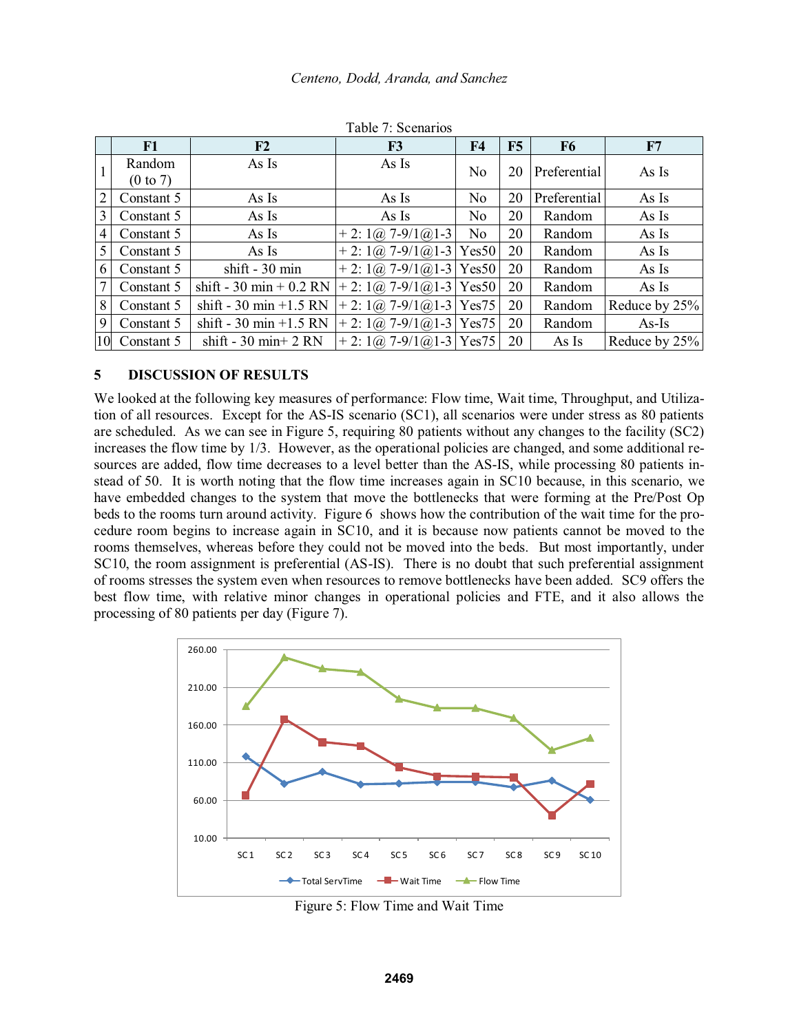Table 7: Scenarios

| | F1 | F2 | F3 | F4 | F5 | F6 | F7 |
|---|---|---|---|---|---|---|---|
| 1 | Random (0 to 7) | As Is | As Is | No | 20 | Preferential | As Is |
| 2 | Constant 5 | As Is | As Is | No | 20 | Preferential | As Is |
| 3 | Constant 5 | As Is | As Is | No | 20 | Random | As Is |
| 4 | Constant 5 | As Is | + 2: 1@ 7-9/1@1-3 | No | 20 | Random | As Is |
| 5 | Constant 5 | As Is | + 2: 1@ 7-9/1@1-3 | Yes50 | 20 | Random | As Is |
| 6 | Constant 5 | shift - 30 min | + 2: 1@ 7-9/1@1-3 | Yes50 | 20 | Random | As Is |
| 7 | Constant 5 | shift - 30 min + 0.2 RN | + 2: 1@ 7-9/1@1-3 | Yes50 | 20 | Random | As Is |
| 8 | Constant 5 | shift - 30 min +1.5 RN | + 2: 1@ 7-9/1@1-3 | Yes75 | 20 | Random | Reduce by 25% |
| 9 | Constant 5 | shift - 30 min +1.5 RN | + 2: 1@ 7-9/1@1-3 | Yes75 | 20 | Random | As-Is |
| 10 | Constant 5 | shift - 30 min+ 2 RN | + 2: 1@ 7-9/1@1-3 | Yes75 | 20 | As Is | Reduce by 25% |

## 5 DISCUSSION OF RESULTS

We looked at the following key measures of performance: Flow time, Wait time, Throughput, and Utilization of all resources. Except for the AS-IS scenario (SC1), all scenarios were under stress as 80 patients are scheduled. As we can see in Figure 5, requiring 80 patients without any changes to the facility (SC2) increases the flow time by 1/3. However, as the operational policies are changed, and some additional resources are added, flow time decreases to a level better than the AS-IS, while processing 80 patients instead of 50. It is worth noting that the flow time increases again in SC10 because, in this scenario, we have embedded changes to the system that move the bottlenecks that were forming at the Pre/Post Op beds to the rooms turn around activity. Figure 6 shows how the contribution of the wait time for the procedure room begins to increase again in SC10, and it is because now patients cannot be moved to the rooms themselves, whereas before they could not be moved into the beds. But most importantly, under SC10, the room assignment is preferential (AS-IS). There is no doubt that such preferential assignment of rooms stresses the system even when resources to remove bottlenecks have been added. SC9 offers the best flow time, with relative minor changes in operational policies and FTE, and it also allows the processing of 80 patients per day (Figure 7).

Figure 5: Flow Time and Wait Time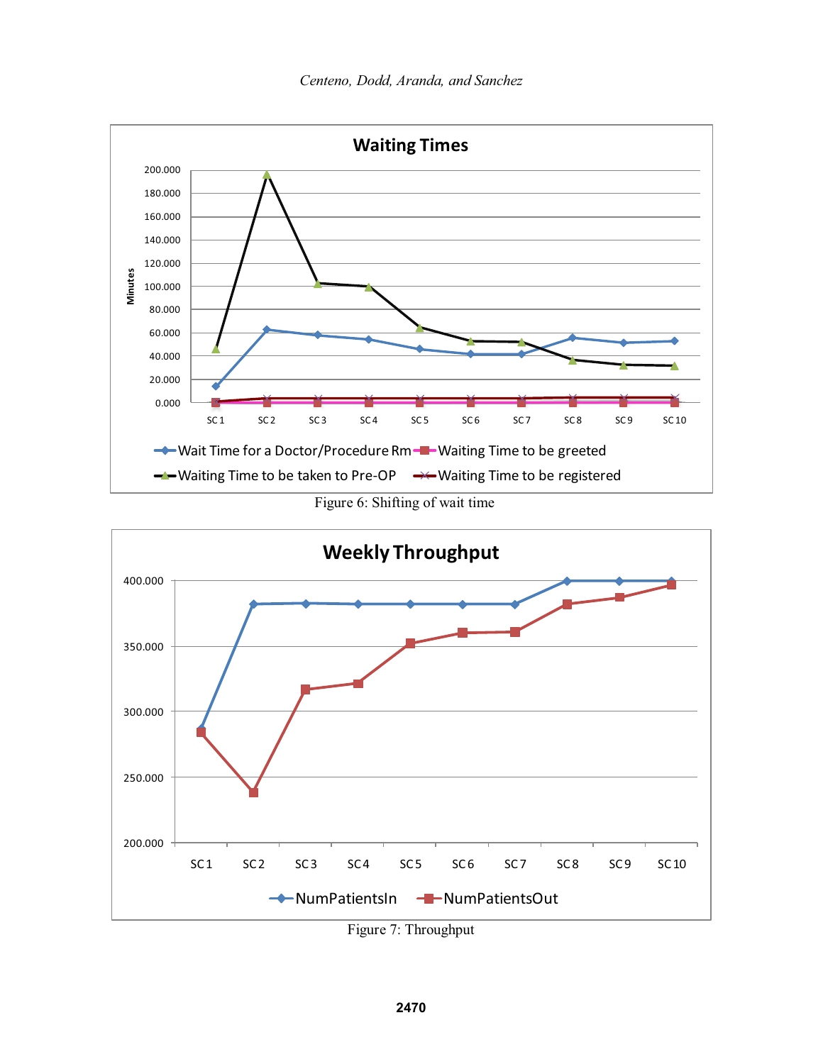Figure 6: Shifting of wait time

Figure 7: Throughput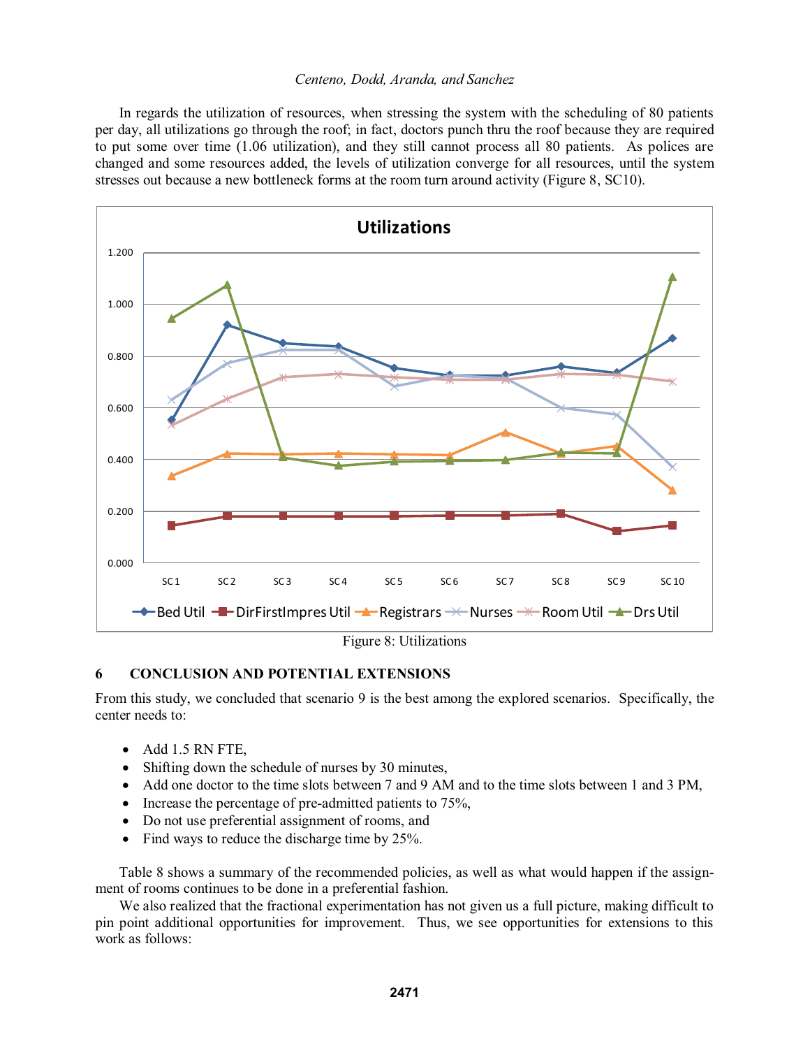In regards the utilization of resources, when stressing the system with the scheduling of 80 patients per day, all utilizations go through the roof; in fact, doctors punch thru the roof because they are required to put some over time (1.06 utilization), and they still cannot process all 80 patients. As polices are changed and some resources added, the levels of utilization converge for all resources, until the system stresses out because a new bottleneck forms at the room turn around activity (Figure 8, SC10).

Figure 8: Utilizations

## 6 CONCLUSION AND POTENTIAL EXTENSIONS

From this study, we concluded that scenario 9 is the best among the explored scenarios. Specifically, the center needs to:

- Add 1.5 RN FTE,
- Shifting down the schedule of nurses by 30 minutes,
- Add one doctor to the time slots between 7 and 9 AM and to the time slots between 1 and 3 PM,
- Increase the percentage of pre-admitted patients to 75%,
- Do not use preferential assignment of rooms, and
- Find ways to reduce the discharge time by 25%.

Table 8 shows a summary of the recommended policies, as well as what would happen if the assignment of rooms continues to be done in a preferential fashion.

We also realized that the fractional experimentation has not given us a full picture, making difficult to pin point additional opportunities for improvement. Thus, we see opportunities for extensions to this work as follows: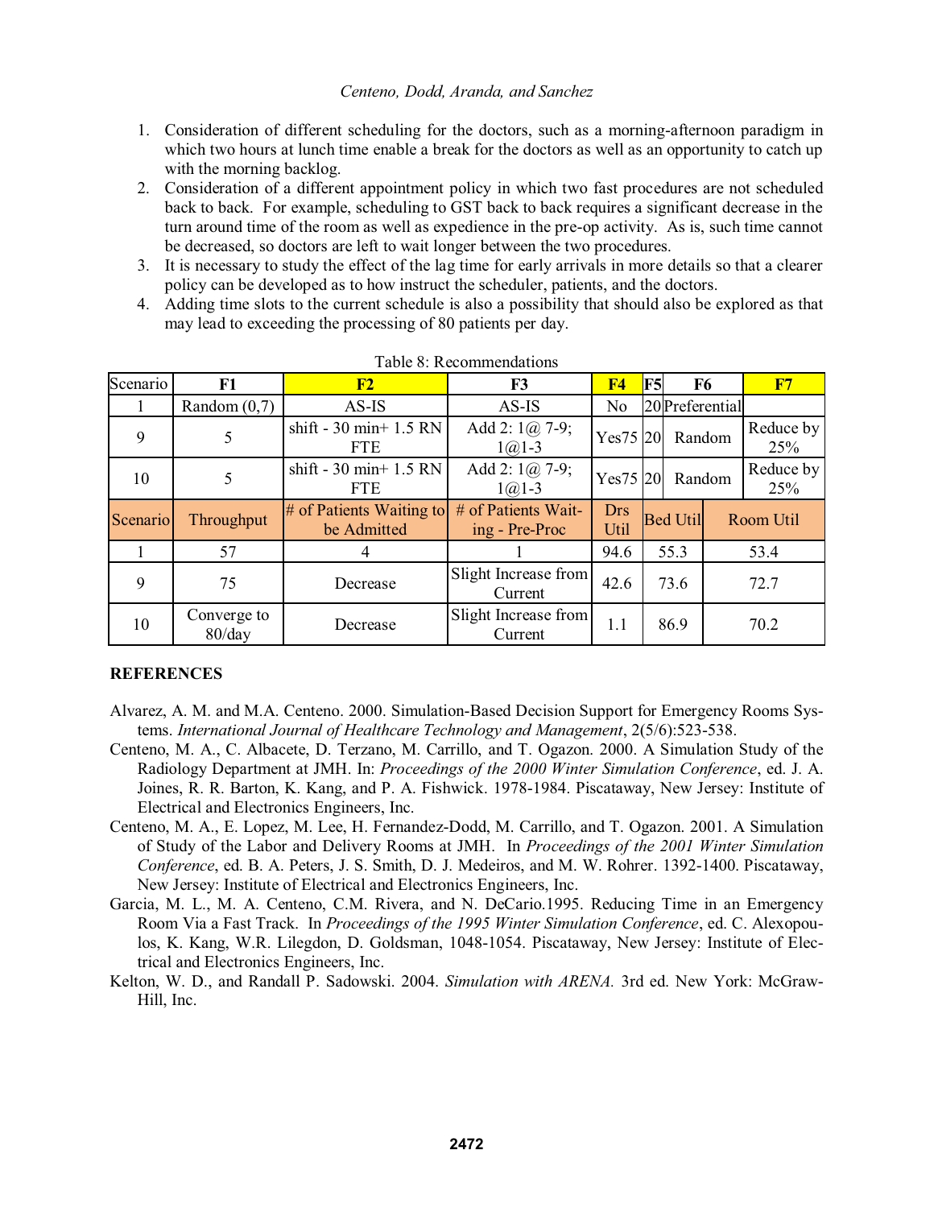1. Consideration of different scheduling for the doctors, such as a morning-afternoon paradigm in which two hours at lunch time enable a break for the doctors as well as an opportunity to catch up with the morning backlog.
2. Consideration of a different appointment policy in which two fast procedures are not scheduled back to back. For example, scheduling to GST back to back requires a significant decrease in the turn around time of the room as well as expedience in the pre-op activity. As is, such time cannot be decreased, so doctors are left to wait longer between the two procedures.
3. It is necessary to study the effect of the lag time for early arrivals in more details so that a clearer policy can be developed as to how instruct the scheduler, patients, and the doctors.
4. Adding time slots to the current schedule is also a possibility that should also be explored as that may lead to exceeding the processing of 80 patients per day.

Table 8: Recommendations

| Scenario | F1 | F2 | F3 | F4 | F5 | F6 | F7 |
|---|---|---|---|---|---|---|---|
| 1 | Random (0,7) | AS-IS | AS-IS | No | 20 | Preferential | |
| 9 | 5 | shift - 30 min+ 1.5 RN FTE | Add 2: 1@ 7-9; 1@1-3 | Yes75 | 20 | Random | Reduce by 25% |
| 10 | 5 | shift - 30 min+ 1.5 RN FTE | Add 2: 1@ 7-9; 1@1-3 | Yes75 | 20 | Random | Reduce by 25% |
| **Scenario** | **Throughput** | **# of Patients Waiting to be Admitted** | **# of Patients Waiting - Pre-Proc** | **Drs Util** | **Bed Util** | | **Room Util** |
| 1 | 57 | 4 | 1 | 94.6 | 55.3 | | 53.4 |
| 9 | 75 | Decrease | Slight Increase from Current | 42.6 | 73.6 | | 72.7 |
| 10 | Converge to 80/day | Decrease | Slight Increase from Current | 1.1 | 86.9 | | 70.2 |

## REFERENCES

Alvarez, A. M. and M.A. Centeno. 2000. Simulation-Based Decision Support for Emergency Rooms Systems. *International Journal of Healthcare Technology and Management*, 2(5/6):523-538.

Centeno, M. A., C. Albacete, D. Terzano, M. Carrillo, and T. Ogazon. 2000. A Simulation Study of the Radiology Department at JMH. In: *Proceedings of the 2000 Winter Simulation Conference*, ed. J. A. Joines, R. R. Barton, K. Kang, and P. A. Fishwick. 1978-1984. Piscataway, New Jersey: Institute of Electrical and Electronics Engineers, Inc.

Centeno, M. A., E. Lopez, M. Lee, H. Fernandez-Dodd, M. Carrillo, and T. Ogazon. 2001. A Simulation of Study of the Labor and Delivery Rooms at JMH. In *Proceedings of the 2001 Winter Simulation Conference*, ed. B. A. Peters, J. S. Smith, D. J. Medeiros, and M. W. Rohrer. 1392-1400. Piscataway, New Jersey: Institute of Electrical and Electronics Engineers, Inc.

Garcia, M. L., M. A. Centeno, C.M. Rivera, and N. DeCario.1995. Reducing Time in an Emergency Room Via a Fast Track. In *Proceedings of the 1995 Winter Simulation Conference*, ed. C. Alexopoulos, K. Kang, W.R. Lilegdon, D. Goldsman, 1048-1054. Piscataway, New Jersey: Institute of Electrical and Electronics Engineers, Inc.

Kelton, W. D., and Randall P. Sadowski. 2004. *Simulation with ARENA.* 3rd ed. New York: McGraw-Hill, Inc.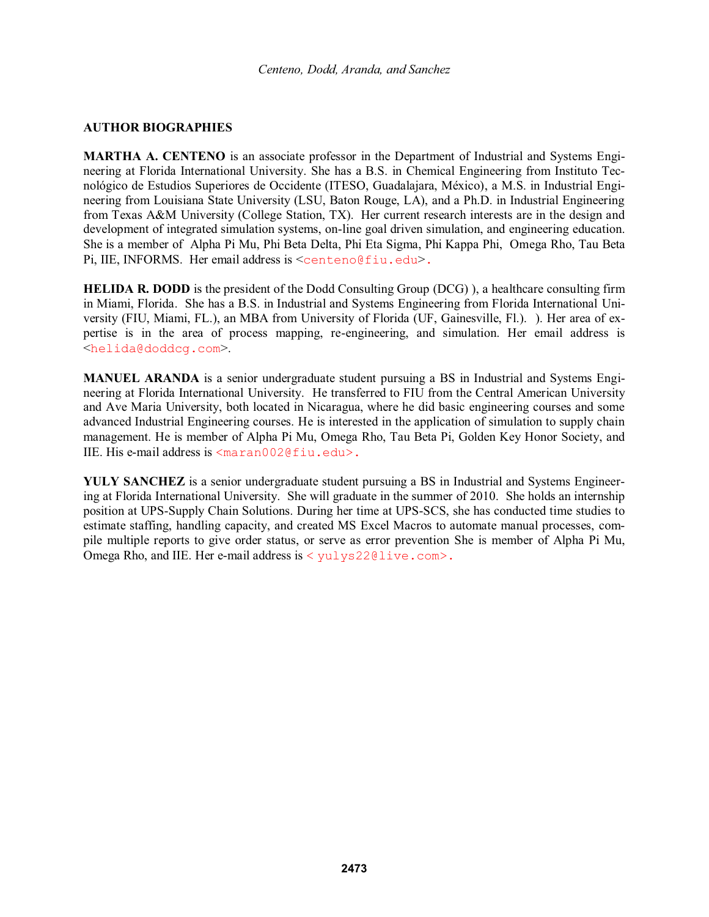## AUTHOR BIOGRAPHIES

**MARTHA A. CENTENO** is an associate professor in the Department of Industrial and Systems Engineering at Florida International University. She has a B.S. in Chemical Engineering from Instituto Tecnológico de Estudios Superiores de Occidente (ITESO, Guadalajara, México), a M.S. in Industrial Engineering from Louisiana State University (LSU, Baton Rouge, LA), and a Ph.D. in Industrial Engineering from Texas A&M University (College Station, TX). Her current research interests are in the design and development of integrated simulation systems, on-line goal driven simulation, and engineering education. She is a member of Alpha Pi Mu, Phi Beta Delta, Phi Eta Sigma, Phi Kappa Phi, Omega Rho, Tau Beta Pi, IIE, INFORMS. Her email address is <centeno@fiu.edu>.

**HELIDA R. DODD** is the president of the Dodd Consulting Group (DCG) ), a healthcare consulting firm in Miami, Florida. She has a B.S. in Industrial and Systems Engineering from Florida International University (FIU, Miami, FL.), an MBA from University of Florida (UF, Gainesville, Fl.). ). Her area of expertise is in the area of process mapping, re-engineering, and simulation. Her email address is <helida@doddcg.com>.

**MANUEL ARANDA** is a senior undergraduate student pursuing a BS in Industrial and Systems Engineering at Florida International University. He transferred to FIU from the Central American University and Ave Maria University, both located in Nicaragua, where he did basic engineering courses and some advanced Industrial Engineering courses. He is interested in the application of simulation to supply chain management. He is member of Alpha Pi Mu, Omega Rho, Tau Beta Pi, Golden Key Honor Society, and IIE. His e-mail address is <maran002@fiu.edu>.

**YULY SANCHEZ** is a senior undergraduate student pursuing a BS in Industrial and Systems Engineering at Florida International University. She will graduate in the summer of 2010. She holds an internship position at UPS-Supply Chain Solutions. During her time at UPS-SCS, she has conducted time studies to estimate staffing, handling capacity, and created MS Excel Macros to automate manual processes, compile multiple reports to give order status, or serve as error prevention She is member of Alpha Pi Mu, Omega Rho, and IIE. Her e-mail address is < yulys22@live.com>.